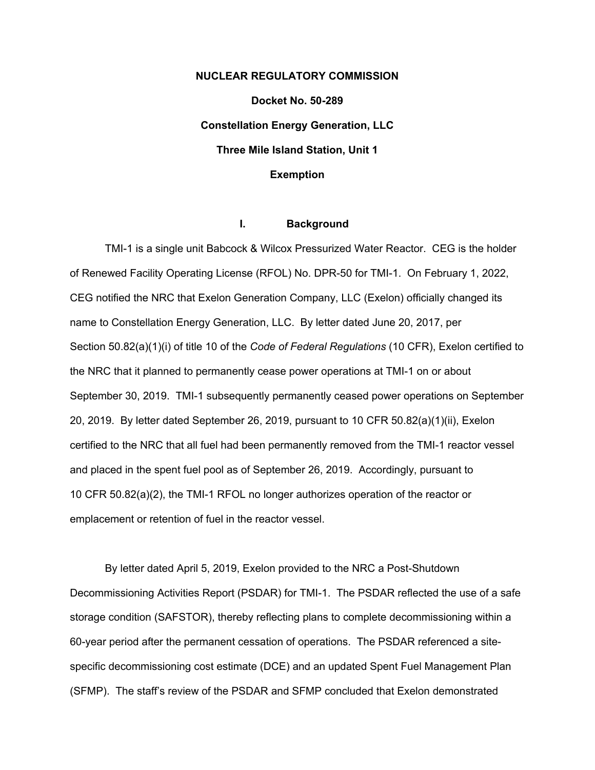**NUCLEAR REGULATORY COMMISSION**

**Docket No. 50-289**

**Constellation Energy Generation, LLC**

**Three Mile Island Station, Unit 1**

**Exemption**

## I. Background

TMI-1 is a single unit Babcock & Wilcox Pressurized Water Reactor. CEG is the holder of Renewed Facility Operating License (RFOL) No. DPR-50 for TMI-1. On February 1, 2022, CEG notified the NRC that Exelon Generation Company, LLC (Exelon) officially changed its name to Constellation Energy Generation, LLC. By letter dated June 20, 2017, per Section 50.82(a)(1)(i) of title 10 of the *Code of Federal Regulations* (10 CFR), Exelon certified to the NRC that it planned to permanently cease power operations at TMI-1 on or about September 30, 2019. TMI-1 subsequently permanently ceased power operations on September 20, 2019. By letter dated September 26, 2019, pursuant to 10 CFR 50.82(a)(1)(ii), Exelon certified to the NRC that all fuel had been permanently removed from the TMI-1 reactor vessel and placed in the spent fuel pool as of September 26, 2019. Accordingly, pursuant to 10 CFR 50.82(a)(2), the TMI-1 RFOL no longer authorizes operation of the reactor or emplacement or retention of fuel in the reactor vessel.

By letter dated April 5, 2019, Exelon provided to the NRC a Post-Shutdown Decommissioning Activities Report (PSDAR) for TMI-1. The PSDAR reflected the use of a safe storage condition (SAFSTOR), thereby reflecting plans to complete decommissioning within a 60-year period after the permanent cessation of operations. The PSDAR referenced a site-specific decommissioning cost estimate (DCE) and an updated Spent Fuel Management Plan (SFMP). The staff's review of the PSDAR and SFMP concluded that Exelon demonstrated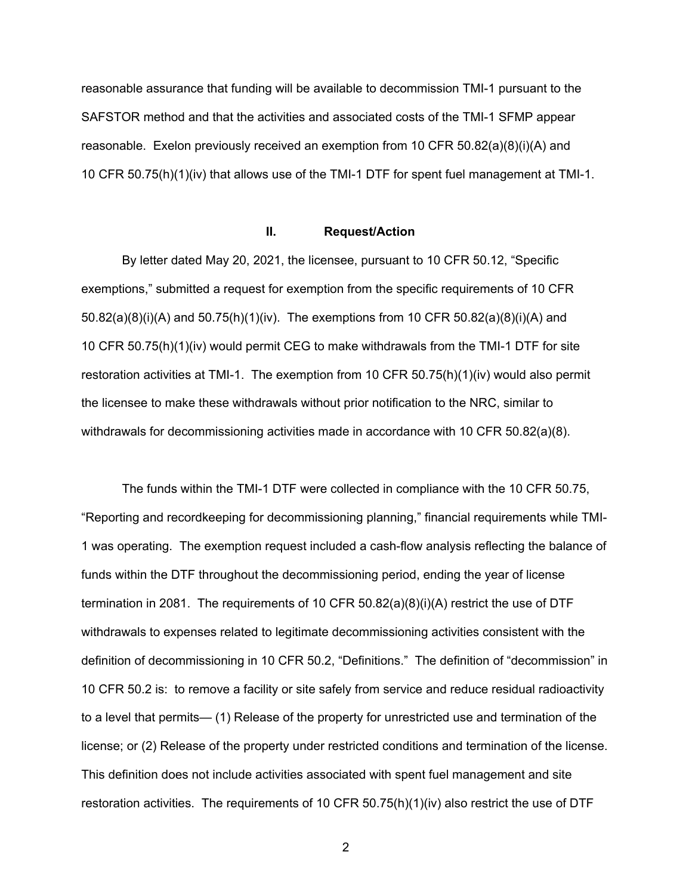reasonable assurance that funding will be available to decommission TMI-1 pursuant to the SAFSTOR method and that the activities and associated costs of the TMI-1 SFMP appear reasonable. Exelon previously received an exemption from 10 CFR 50.82(a)(8)(i)(A) and 10 CFR 50.75(h)(1)(iv) that allows use of the TMI-1 DTF for spent fuel management at TMI-1.

## II. Request/Action

By letter dated May 20, 2021, the licensee, pursuant to 10 CFR 50.12, "Specific exemptions," submitted a request for exemption from the specific requirements of 10 CFR 50.82(a)(8)(i)(A) and 50.75(h)(1)(iv). The exemptions from 10 CFR 50.82(a)(8)(i)(A) and 10 CFR 50.75(h)(1)(iv) would permit CEG to make withdrawals from the TMI-1 DTF for site restoration activities at TMI-1. The exemption from 10 CFR 50.75(h)(1)(iv) would also permit the licensee to make these withdrawals without prior notification to the NRC, similar to withdrawals for decommissioning activities made in accordance with 10 CFR 50.82(a)(8).

The funds within the TMI-1 DTF were collected in compliance with the 10 CFR 50.75, "Reporting and recordkeeping for decommissioning planning," financial requirements while TMI-1 was operating. The exemption request included a cash-flow analysis reflecting the balance of funds within the DTF throughout the decommissioning period, ending the year of license termination in 2081. The requirements of 10 CFR 50.82(a)(8)(i)(A) restrict the use of DTF withdrawals to expenses related to legitimate decommissioning activities consistent with the definition of decommissioning in 10 CFR 50.2, "Definitions." The definition of "decommission" in 10 CFR 50.2 is: to remove a facility or site safely from service and reduce residual radioactivity to a level that permits— (1) Release of the property for unrestricted use and termination of the license; or (2) Release of the property under restricted conditions and termination of the license. This definition does not include activities associated with spent fuel management and site restoration activities. The requirements of 10 CFR 50.75(h)(1)(iv) also restrict the use of DTF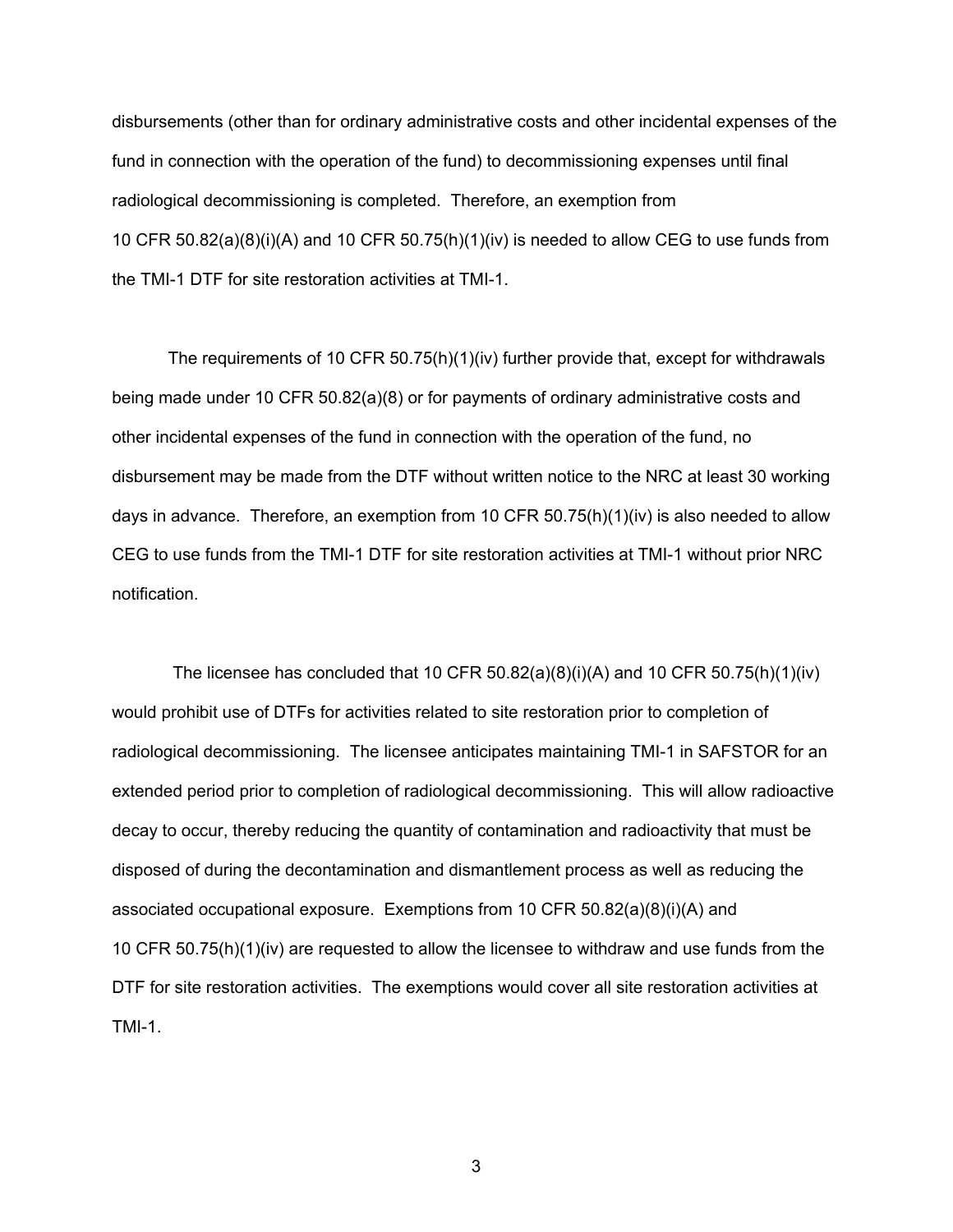disbursements (other than for ordinary administrative costs and other incidental expenses of the fund in connection with the operation of the fund) to decommissioning expenses until final radiological decommissioning is completed. Therefore, an exemption from 10 CFR 50.82(a)(8)(i)(A) and 10 CFR 50.75(h)(1)(iv) is needed to allow CEG to use funds from the TMI-1 DTF for site restoration activities at TMI-1.

The requirements of 10 CFR 50.75(h)(1)(iv) further provide that, except for withdrawals being made under 10 CFR 50.82(a)(8) or for payments of ordinary administrative costs and other incidental expenses of the fund in connection with the operation of the fund, no disbursement may be made from the DTF without written notice to the NRC at least 30 working days in advance. Therefore, an exemption from 10 CFR 50.75(h)(1)(iv) is also needed to allow CEG to use funds from the TMI-1 DTF for site restoration activities at TMI-1 without prior NRC notification.

The licensee has concluded that 10 CFR 50.82(a)(8)(i)(A) and 10 CFR 50.75(h)(1)(iv) would prohibit use of DTFs for activities related to site restoration prior to completion of radiological decommissioning. The licensee anticipates maintaining TMI-1 in SAFSTOR for an extended period prior to completion of radiological decommissioning. This will allow radioactive decay to occur, thereby reducing the quantity of contamination and radioactivity that must be disposed of during the decontamination and dismantlement process as well as reducing the associated occupational exposure. Exemptions from 10 CFR 50.82(a)(8)(i)(A) and 10 CFR 50.75(h)(1)(iv) are requested to allow the licensee to withdraw and use funds from the DTF for site restoration activities. The exemptions would cover all site restoration activities at TMI-1.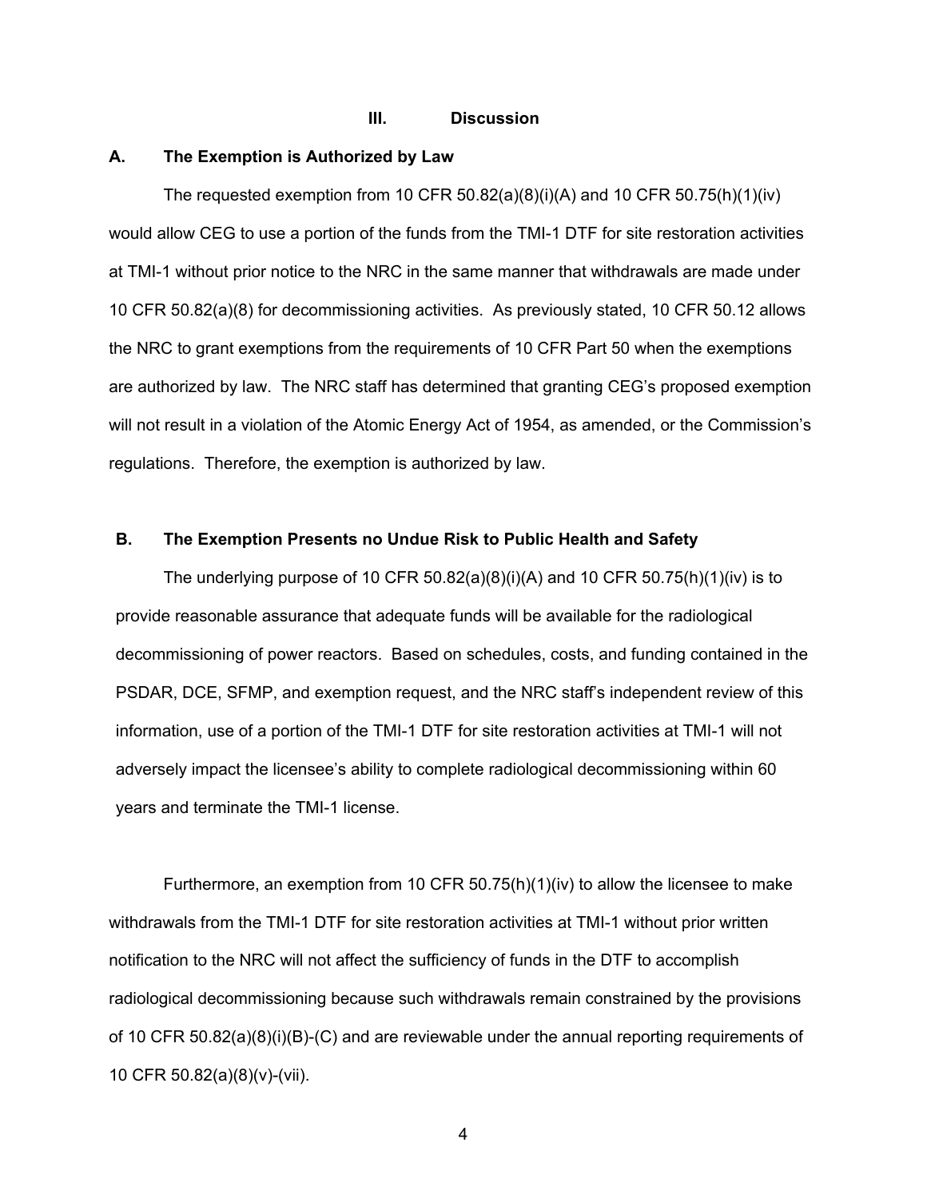## III. Discussion

### A. The Exemption is Authorized by Law

The requested exemption from 10 CFR 50.82(a)(8)(i)(A) and 10 CFR 50.75(h)(1)(iv) would allow CEG to use a portion of the funds from the TMI-1 DTF for site restoration activities at TMI-1 without prior notice to the NRC in the same manner that withdrawals are made under 10 CFR 50.82(a)(8) for decommissioning activities. As previously stated, 10 CFR 50.12 allows the NRC to grant exemptions from the requirements of 10 CFR Part 50 when the exemptions are authorized by law. The NRC staff has determined that granting CEG's proposed exemption will not result in a violation of the Atomic Energy Act of 1954, as amended, or the Commission's regulations. Therefore, the exemption is authorized by law.

### B. The Exemption Presents no Undue Risk to Public Health and Safety

The underlying purpose of 10 CFR 50.82(a)(8)(i)(A) and 10 CFR 50.75(h)(1)(iv) is to provide reasonable assurance that adequate funds will be available for the radiological decommissioning of power reactors. Based on schedules, costs, and funding contained in the PSDAR, DCE, SFMP, and exemption request, and the NRC staff's independent review of this information, use of a portion of the TMI-1 DTF for site restoration activities at TMI-1 will not adversely impact the licensee's ability to complete radiological decommissioning within 60 years and terminate the TMI-1 license.

Furthermore, an exemption from 10 CFR 50.75(h)(1)(iv) to allow the licensee to make withdrawals from the TMI-1 DTF for site restoration activities at TMI-1 without prior written notification to the NRC will not affect the sufficiency of funds in the DTF to accomplish radiological decommissioning because such withdrawals remain constrained by the provisions of 10 CFR 50.82(a)(8)(i)(B)-(C) and are reviewable under the annual reporting requirements of 10 CFR 50.82(a)(8)(v)-(vii).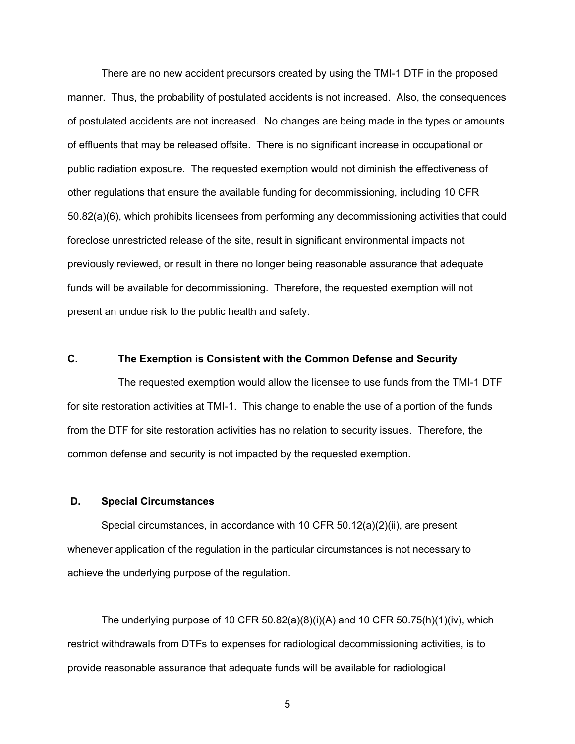There are no new accident precursors created by using the TMI-1 DTF in the proposed manner. Thus, the probability of postulated accidents is not increased. Also, the consequences of postulated accidents are not increased. No changes are being made in the types or amounts of effluents that may be released offsite. There is no significant increase in occupational or public radiation exposure. The requested exemption would not diminish the effectiveness of other regulations that ensure the available funding for decommissioning, including 10 CFR 50.82(a)(6), which prohibits licensees from performing any decommissioning activities that could foreclose unrestricted release of the site, result in significant environmental impacts not previously reviewed, or result in there no longer being reasonable assurance that adequate funds will be available for decommissioning. Therefore, the requested exemption will not present an undue risk to the public health and safety.

### C. The Exemption is Consistent with the Common Defense and Security

The requested exemption would allow the licensee to use funds from the TMI-1 DTF for site restoration activities at TMI-1. This change to enable the use of a portion of the funds from the DTF for site restoration activities has no relation to security issues. Therefore, the common defense and security is not impacted by the requested exemption.

### D. Special Circumstances

Special circumstances, in accordance with 10 CFR 50.12(a)(2)(ii), are present whenever application of the regulation in the particular circumstances is not necessary to achieve the underlying purpose of the regulation.

The underlying purpose of 10 CFR 50.82(a)(8)(i)(A) and 10 CFR 50.75(h)(1)(iv), which restrict withdrawals from DTFs to expenses for radiological decommissioning activities, is to provide reasonable assurance that adequate funds will be available for radiological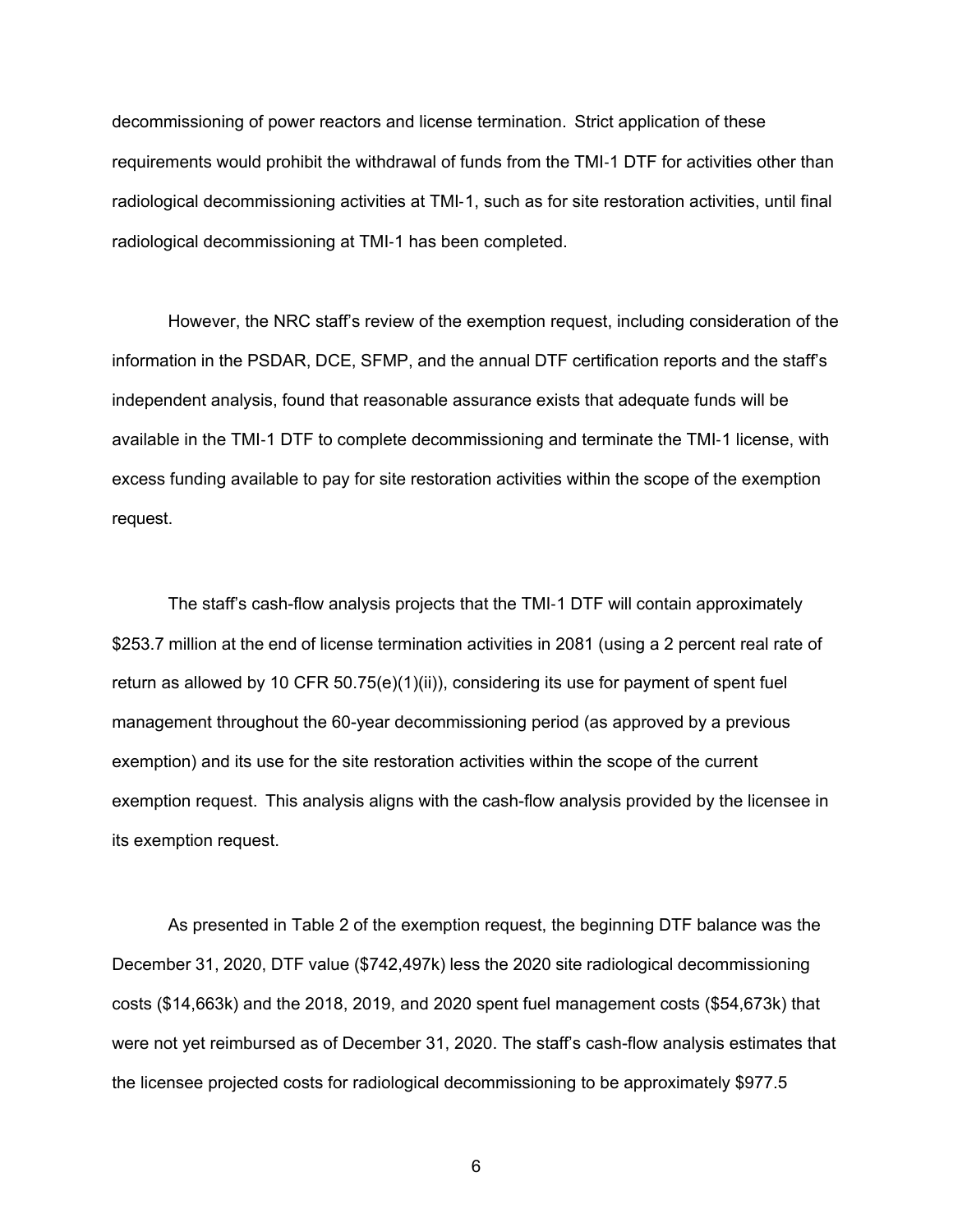decommissioning of power reactors and license termination. Strict application of these requirements would prohibit the withdrawal of funds from the TMI-1 DTF for activities other than radiological decommissioning activities at TMI-1, such as for site restoration activities, until final radiological decommissioning at TMI-1 has been completed.

However, the NRC staff's review of the exemption request, including consideration of the information in the PSDAR, DCE, SFMP, and the annual DTF certification reports and the staff's independent analysis, found that reasonable assurance exists that adequate funds will be available in the TMI-1 DTF to complete decommissioning and terminate the TMI-1 license, with excess funding available to pay for site restoration activities within the scope of the exemption request.

The staff's cash-flow analysis projects that the TMI-1 DTF will contain approximately $253.7 million at the end of license termination activities in 2081 (using a 2 percent real rate of return as allowed by 10 CFR 50.75(e)(1)(ii)), considering its use for payment of spent fuel management throughout the 60-year decommissioning period (as approved by a previous exemption) and its use for the site restoration activities within the scope of the current exemption request. This analysis aligns with the cash-flow analysis provided by the licensee in its exemption request.

As presented in Table 2 of the exemption request, the beginning DTF balance was the December 31, 2020, DTF value ($742,497k) less the 2020 site radiological decommissioning costs ($14,663k) and the 2018, 2019, and 2020 spent fuel management costs ($54,673k) that were not yet reimbursed as of December 31, 2020. The staff's cash-flow analysis estimates that the licensee projected costs for radiological decommissioning to be approximately $977.5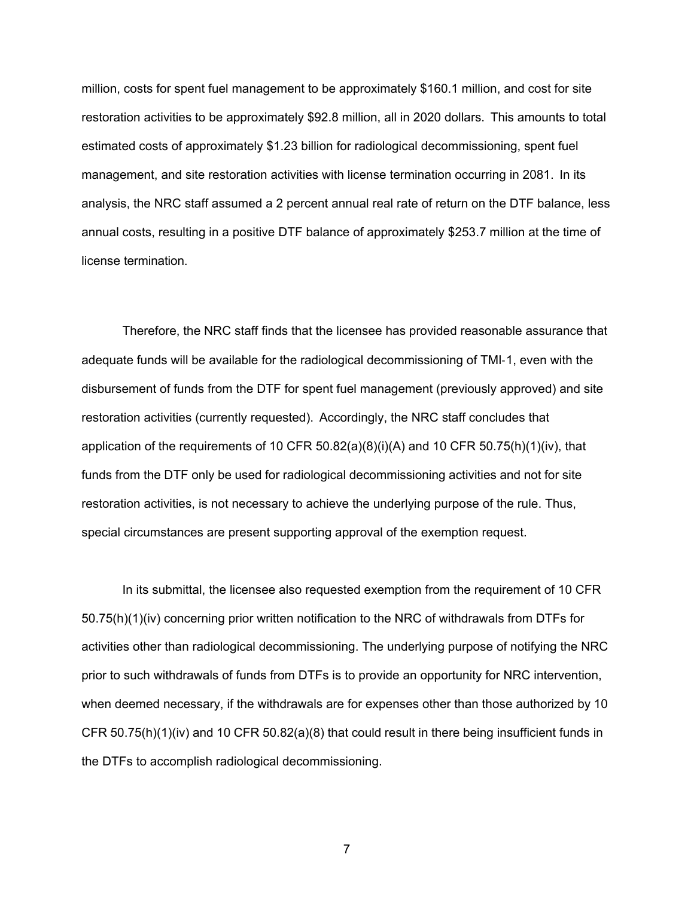million, costs for spent fuel management to be approximately $160.1 million, and cost for site restoration activities to be approximately $92.8 million, all in 2020 dollars. This amounts to total estimated costs of approximately $1.23 billion for radiological decommissioning, spent fuel management, and site restoration activities with license termination occurring in 2081. In its analysis, the NRC staff assumed a 2 percent annual real rate of return on the DTF balance, less annual costs, resulting in a positive DTF balance of approximately $253.7 million at the time of license termination.

Therefore, the NRC staff finds that the licensee has provided reasonable assurance that adequate funds will be available for the radiological decommissioning of TMI-1, even with the disbursement of funds from the DTF for spent fuel management (previously approved) and site restoration activities (currently requested). Accordingly, the NRC staff concludes that application of the requirements of 10 CFR 50.82(a)(8)(i)(A) and 10 CFR 50.75(h)(1)(iv), that funds from the DTF only be used for radiological decommissioning activities and not for site restoration activities, is not necessary to achieve the underlying purpose of the rule. Thus, special circumstances are present supporting approval of the exemption request.

In its submittal, the licensee also requested exemption from the requirement of 10 CFR 50.75(h)(1)(iv) concerning prior written notification to the NRC of withdrawals from DTFs for activities other than radiological decommissioning. The underlying purpose of notifying the NRC prior to such withdrawals of funds from DTFs is to provide an opportunity for NRC intervention, when deemed necessary, if the withdrawals are for expenses other than those authorized by 10 CFR 50.75(h)(1)(iv) and 10 CFR 50.82(a)(8) that could result in there being insufficient funds in the DTFs to accomplish radiological decommissioning.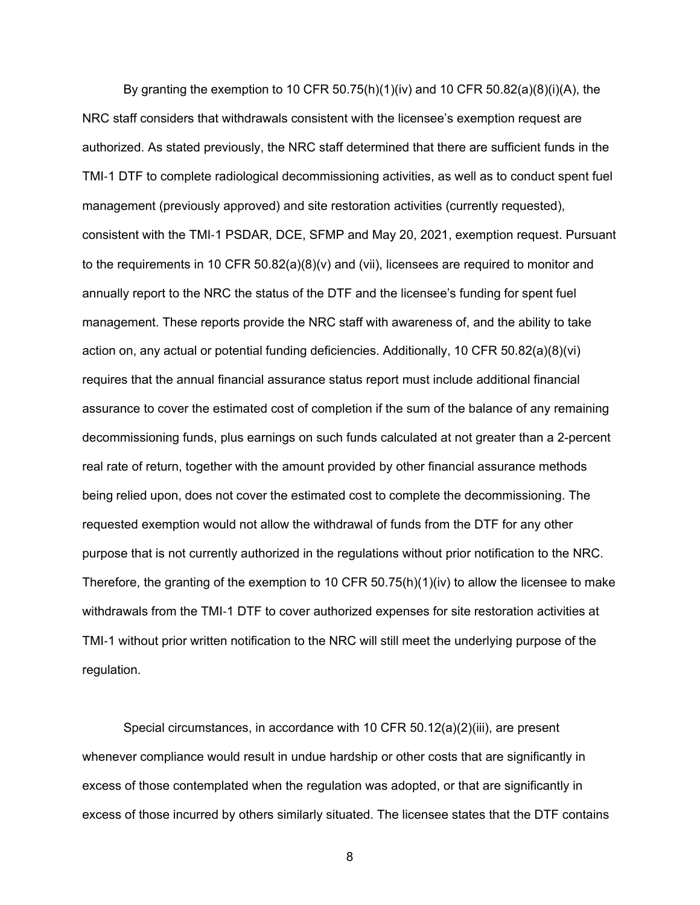By granting the exemption to 10 CFR 50.75(h)(1)(iv) and 10 CFR 50.82(a)(8)(i)(A), the NRC staff considers that withdrawals consistent with the licensee's exemption request are authorized. As stated previously, the NRC staff determined that there are sufficient funds in the TMI-1 DTF to complete radiological decommissioning activities, as well as to conduct spent fuel management (previously approved) and site restoration activities (currently requested), consistent with the TMI-1 PSDAR, DCE, SFMP and May 20, 2021, exemption request. Pursuant to the requirements in 10 CFR 50.82(a)(8)(v) and (vii), licensees are required to monitor and annually report to the NRC the status of the DTF and the licensee's funding for spent fuel management. These reports provide the NRC staff with awareness of, and the ability to take action on, any actual or potential funding deficiencies. Additionally, 10 CFR 50.82(a)(8)(vi) requires that the annual financial assurance status report must include additional financial assurance to cover the estimated cost of completion if the sum of the balance of any remaining decommissioning funds, plus earnings on such funds calculated at not greater than a 2-percent real rate of return, together with the amount provided by other financial assurance methods being relied upon, does not cover the estimated cost to complete the decommissioning. The requested exemption would not allow the withdrawal of funds from the DTF for any other purpose that is not currently authorized in the regulations without prior notification to the NRC. Therefore, the granting of the exemption to 10 CFR 50.75(h)(1)(iv) to allow the licensee to make withdrawals from the TMI-1 DTF to cover authorized expenses for site restoration activities at TMI-1 without prior written notification to the NRC will still meet the underlying purpose of the regulation.

Special circumstances, in accordance with 10 CFR 50.12(a)(2)(iii), are present whenever compliance would result in undue hardship or other costs that are significantly in excess of those contemplated when the regulation was adopted, or that are significantly in excess of those incurred by others similarly situated. The licensee states that the DTF contains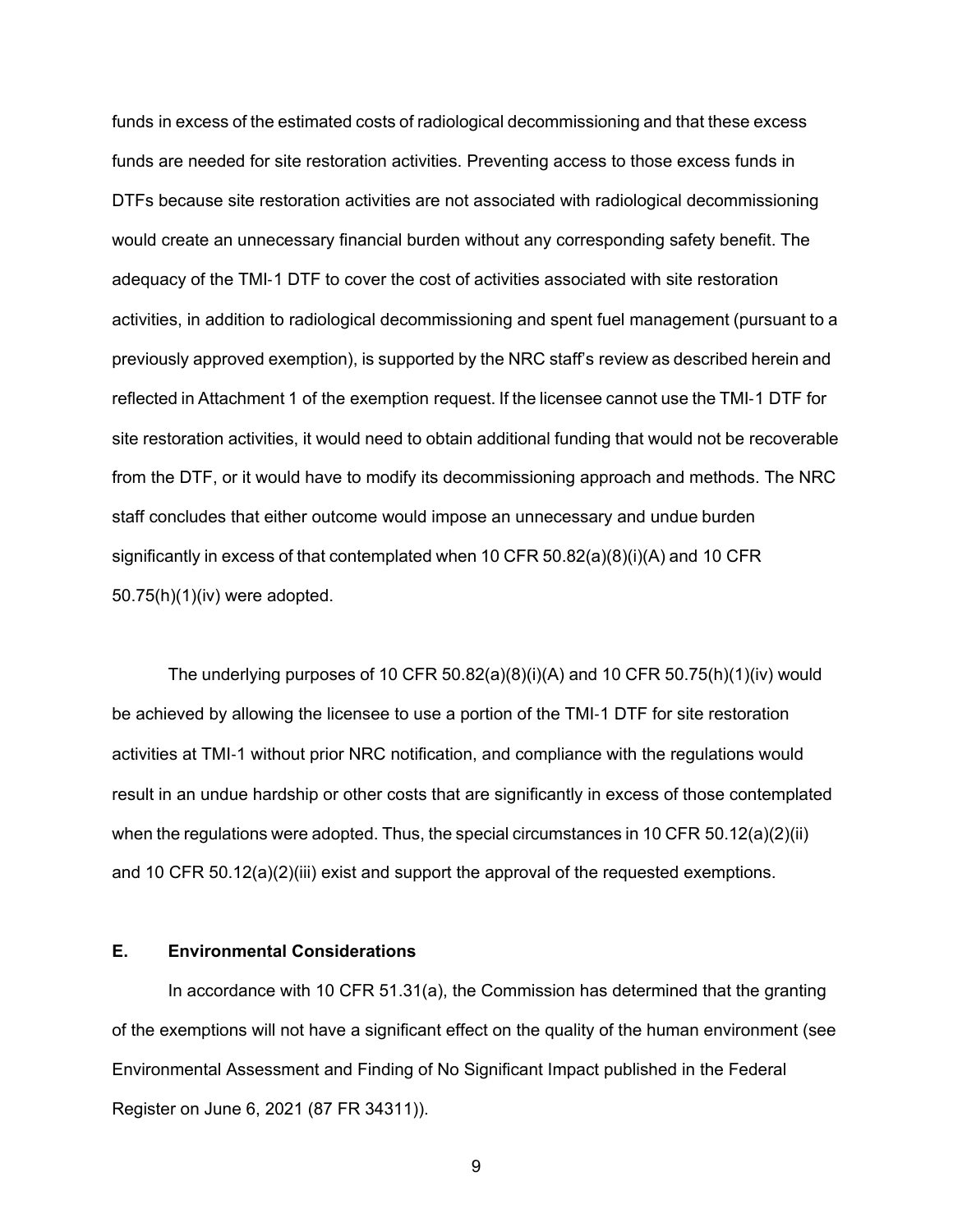funds in excess of the estimated costs of radiological decommissioning and that these excess funds are needed for site restoration activities. Preventing access to those excess funds in DTFs because site restoration activities are not associated with radiological decommissioning would create an unnecessary financial burden without any corresponding safety benefit. The adequacy of the TMI-1 DTF to cover the cost of activities associated with site restoration activities, in addition to radiological decommissioning and spent fuel management (pursuant to a previously approved exemption), is supported by the NRC staff's review as described herein and reflected in Attachment 1 of the exemption request. If the licensee cannot use the TMI-1 DTF for site restoration activities, it would need to obtain additional funding that would not be recoverable from the DTF, or it would have to modify its decommissioning approach and methods. The NRC staff concludes that either outcome would impose an unnecessary and undue burden significantly in excess of that contemplated when 10 CFR 50.82(a)(8)(i)(A) and 10 CFR 50.75(h)(1)(iv) were adopted.

The underlying purposes of 10 CFR 50.82(a)(8)(i)(A) and 10 CFR 50.75(h)(1)(iv) would be achieved by allowing the licensee to use a portion of the TMI-1 DTF for site restoration activities at TMI-1 without prior NRC notification, and compliance with the regulations would result in an undue hardship or other costs that are significantly in excess of those contemplated when the regulations were adopted. Thus, the special circumstances in 10 CFR 50.12(a)(2)(ii) and 10 CFR 50.12(a)(2)(iii) exist and support the approval of the requested exemptions.

**E. Environmental Considerations**

In accordance with 10 CFR 51.31(a), the Commission has determined that the granting of the exemptions will not have a significant effect on the quality of the human environment (see Environmental Assessment and Finding of No Significant Impact published in the Federal Register on June 6, 2021 (87 FR 34311)).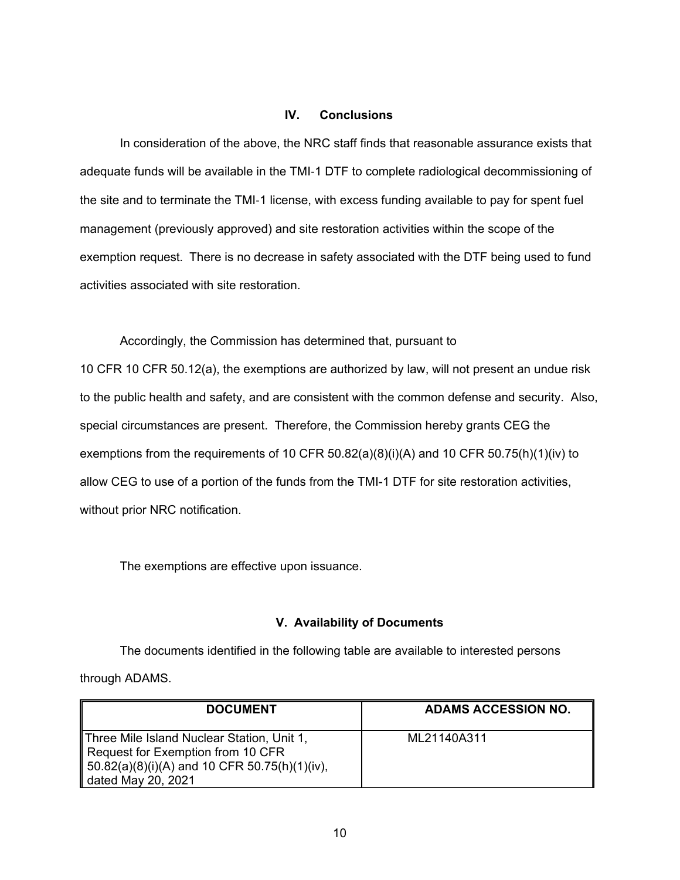## IV. Conclusions

In consideration of the above, the NRC staff finds that reasonable assurance exists that adequate funds will be available in the TMI-1 DTF to complete radiological decommissioning of the site and to terminate the TMI-1 license, with excess funding available to pay for spent fuel management (previously approved) and site restoration activities within the scope of the exemption request. There is no decrease in safety associated with the DTF being used to fund activities associated with site restoration.

Accordingly, the Commission has determined that, pursuant to 10 CFR 10 CFR 50.12(a), the exemptions are authorized by law, will not present an undue risk to the public health and safety, and are consistent with the common defense and security. Also, special circumstances are present. Therefore, the Commission hereby grants CEG the exemptions from the requirements of 10 CFR 50.82(a)(8)(i)(A) and 10 CFR 50.75(h)(1)(iv) to allow CEG to use of a portion of the funds from the TMI-1 DTF for site restoration activities, without prior NRC notification.

The exemptions are effective upon issuance.

## V. Availability of Documents

The documents identified in the following table are available to interested persons through ADAMS.

| DOCUMENT | ADAMS ACCESSION NO. |
|---|---|
| Three Mile Island Nuclear Station, Unit 1, Request for Exemption from 10 CFR 50.82(a)(8)(i)(A) and 10 CFR 50.75(h)(1)(iv), dated May 20, 2021 | ML21140A311 |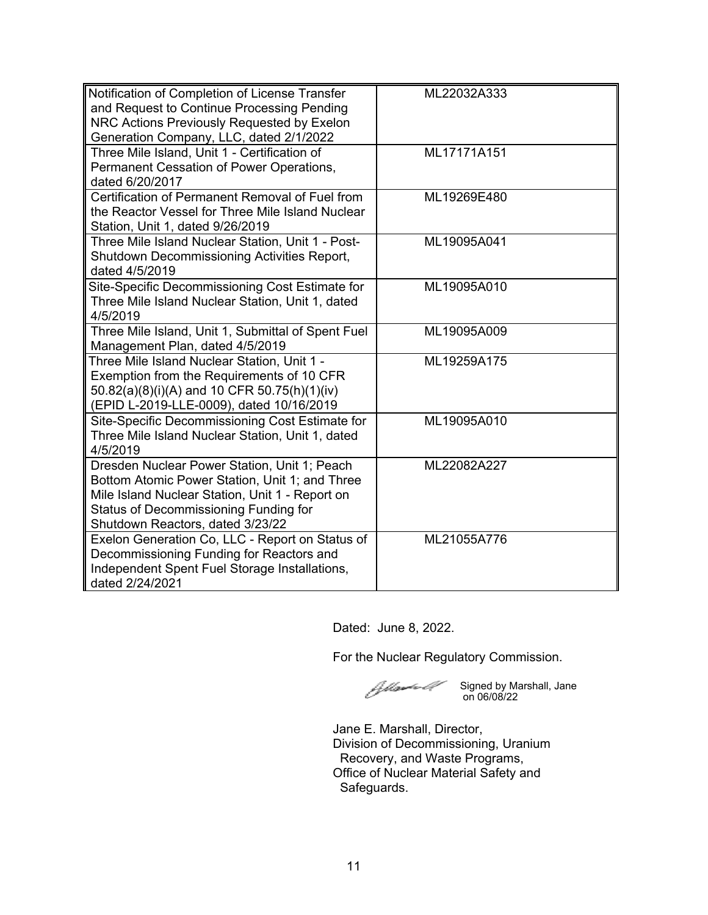| | |
|---|---|
| Notification of Completion of License Transfer and Request to Continue Processing Pending NRC Actions Previously Requested by Exelon Generation Company, LLC, dated 2/1/2022 | ML22032A333 |
| Three Mile Island, Unit 1 - Certification of Permanent Cessation of Power Operations, dated 6/20/2017 | ML17171A151 |
| Certification of Permanent Removal of Fuel from the Reactor Vessel for Three Mile Island Nuclear Station, Unit 1, dated 9/26/2019 | ML19269E480 |
| Three Mile Island Nuclear Station, Unit 1 - Post-Shutdown Decommissioning Activities Report, dated 4/5/2019 | ML19095A041 |
| Site-Specific Decommissioning Cost Estimate for Three Mile Island Nuclear Station, Unit 1, dated 4/5/2019 | ML19095A010 |
| Three Mile Island, Unit 1, Submittal of Spent Fuel Management Plan, dated 4/5/2019 | ML19095A009 |
| Three Mile Island Nuclear Station, Unit 1 - Exemption from the Requirements of 10 CFR 50.82(a)(8)(i)(A) and 10 CFR 50.75(h)(1)(iv) (EPID L-2019-LLE-0009), dated 10/16/2019 | ML19259A175 |
| Site-Specific Decommissioning Cost Estimate for Three Mile Island Nuclear Station, Unit 1, dated 4/5/2019 | ML19095A010 |
| Dresden Nuclear Power Station, Unit 1; Peach Bottom Atomic Power Station, Unit 1; and Three Mile Island Nuclear Station, Unit 1 - Report on Status of Decommissioning Funding for Shutdown Reactors, dated 3/23/22 | ML22082A227 |
| Exelon Generation Co, LLC - Report on Status of Decommissioning Funding for Reactors and Independent Spent Fuel Storage Installations, dated 2/24/2021 | ML21055A776 |

Dated: June 8, 2022.

For the Nuclear Regulatory Commission.

Signed by Marshall, Jane on 06/08/22

Jane E. Marshall, Director,
Division of Decommissioning, Uranium Recovery, and Waste Programs,
Office of Nuclear Material Safety and Safeguards.